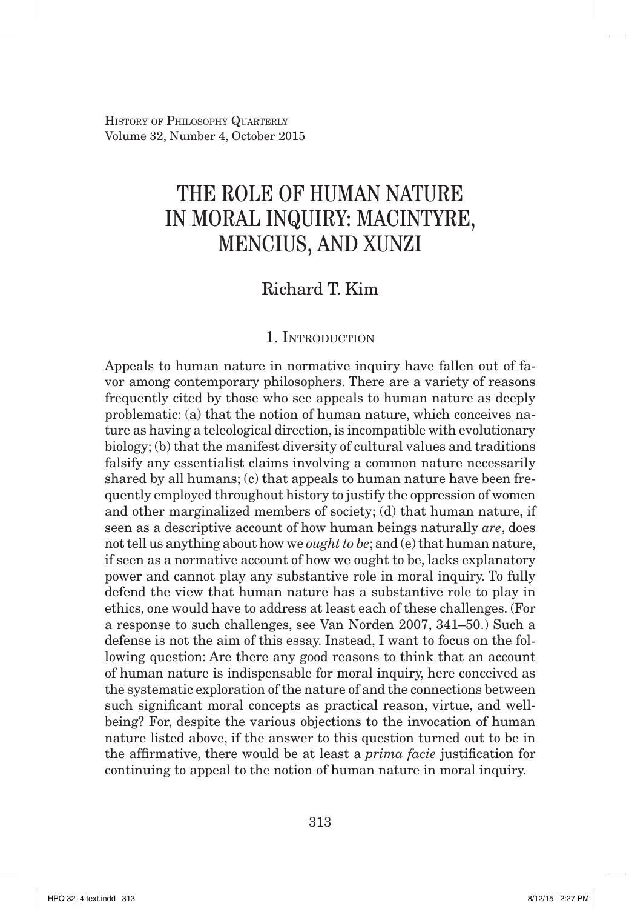# THE ROLE OF HUMAN NATURE IN MORAL INQUIRY: MACINTYRE, MENCIUS, AND XUNZI

Richard T. Kim

## 1. Introduction

Appeals to human nature in normative inquiry have fallen out of favor among contemporary philosophers. There are a variety of reasons frequently cited by those who see appeals to human nature as deeply problematic: (a) that the notion of human nature, which conceives nature as having a teleological direction, is incompatible with evolutionary biology; (b) that the manifest diversity of cultural values and traditions falsify any essentialist claims involving a common nature necessarily shared by all humans; (c) that appeals to human nature have been frequently employed throughout history to justify the oppression of women and other marginalized members of society; (d) that human nature, if seen as a descriptive account of how human beings naturally *are*, does not tell us anything about how we *ought to be*; and (e) that human nature, if seen as a normative account of how we ought to be, lacks explanatory power and cannot play any substantive role in moral inquiry. To fully defend the view that human nature has a substantive role to play in ethics, one would have to address at least each of these challenges. (For a response to such challenges, see Van Norden 2007, 341–50.) Such a defense is not the aim of this essay. Instead, I want to focus on the following question: Are there any good reasons to think that an account of human nature is indispensable for moral inquiry, here conceived as the systematic exploration of the nature of and the connections between such significant moral concepts as practical reason, virtue, and well-being? For, despite the various objections to the invocation of human nature listed above, if the answer to this question turned out to be in the affirmative, there would be at least a *prima facie* justification for continuing to appeal to the notion of human nature in moral inquiry.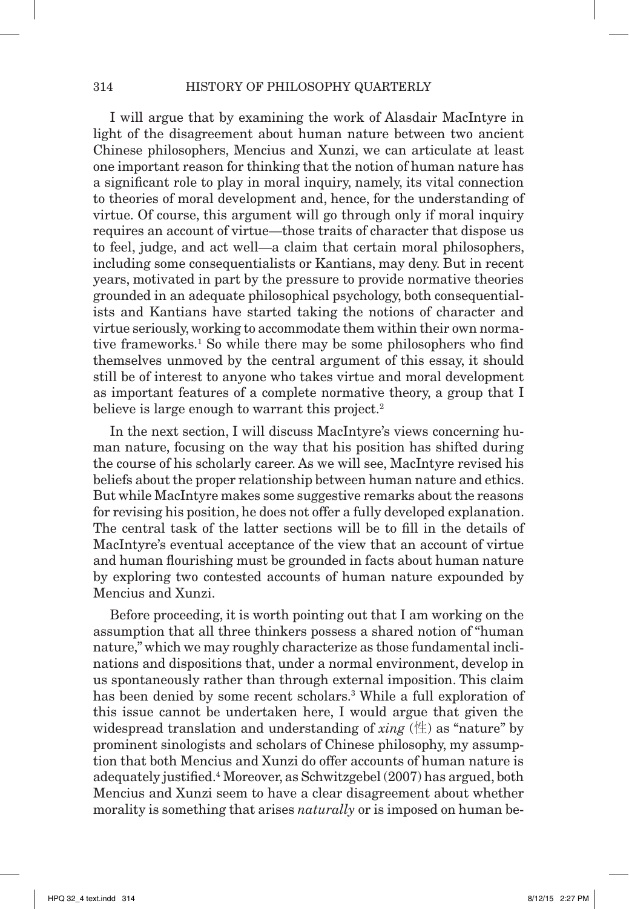I will argue that by examining the work of Alasdair MacIntyre in light of the disagreement about human nature between two ancient Chinese philosophers, Mencius and Xunzi, we can articulate at least one important reason for thinking that the notion of human nature has a significant role to play in moral inquiry, namely, its vital connection to theories of moral development and, hence, for the understanding of virtue. Of course, this argument will go through only if moral inquiry requires an account of virtue—those traits of character that dispose us to feel, judge, and act well—a claim that certain moral philosophers, including some consequentialists or Kantians, may deny. But in recent years, motivated in part by the pressure to provide normative theories grounded in an adequate philosophical psychology, both consequentialists and Kantians have started taking the notions of character and virtue seriously, working to accommodate them within their own normative frameworks.[1] So while there may be some philosophers who find themselves unmoved by the central argument of this essay, it should still be of interest to anyone who takes virtue and moral development as important features of a complete normative theory, a group that I believe is large enough to warrant this project.[2]

In the next section, I will discuss MacIntyre's views concerning human nature, focusing on the way that his position has shifted during the course of his scholarly career. As we will see, MacIntyre revised his beliefs about the proper relationship between human nature and ethics. But while MacIntyre makes some suggestive remarks about the reasons for revising his position, he does not offer a fully developed explanation. The central task of the latter sections will be to fill in the details of MacIntyre's eventual acceptance of the view that an account of virtue and human flourishing must be grounded in facts about human nature by exploring two contested accounts of human nature expounded by Mencius and Xunzi.

Before proceeding, it is worth pointing out that I am working on the assumption that all three thinkers possess a shared notion of "human nature," which we may roughly characterize as those fundamental inclinations and dispositions that, under a normal environment, develop in us spontaneously rather than through external imposition. This claim has been denied by some recent scholars.[3] While a full exploration of this issue cannot be undertaken here, I would argue that given the widespread translation and understanding of *xing* (性) as "nature" by prominent sinologists and scholars of Chinese philosophy, my assumption that both Mencius and Xunzi do offer accounts of human nature is adequately justified.[4] Moreover, as Schwitzgebel (2007) has argued, both Mencius and Xunzi seem to have a clear disagreement about whether morality is something that arises *naturally* or is imposed on human be-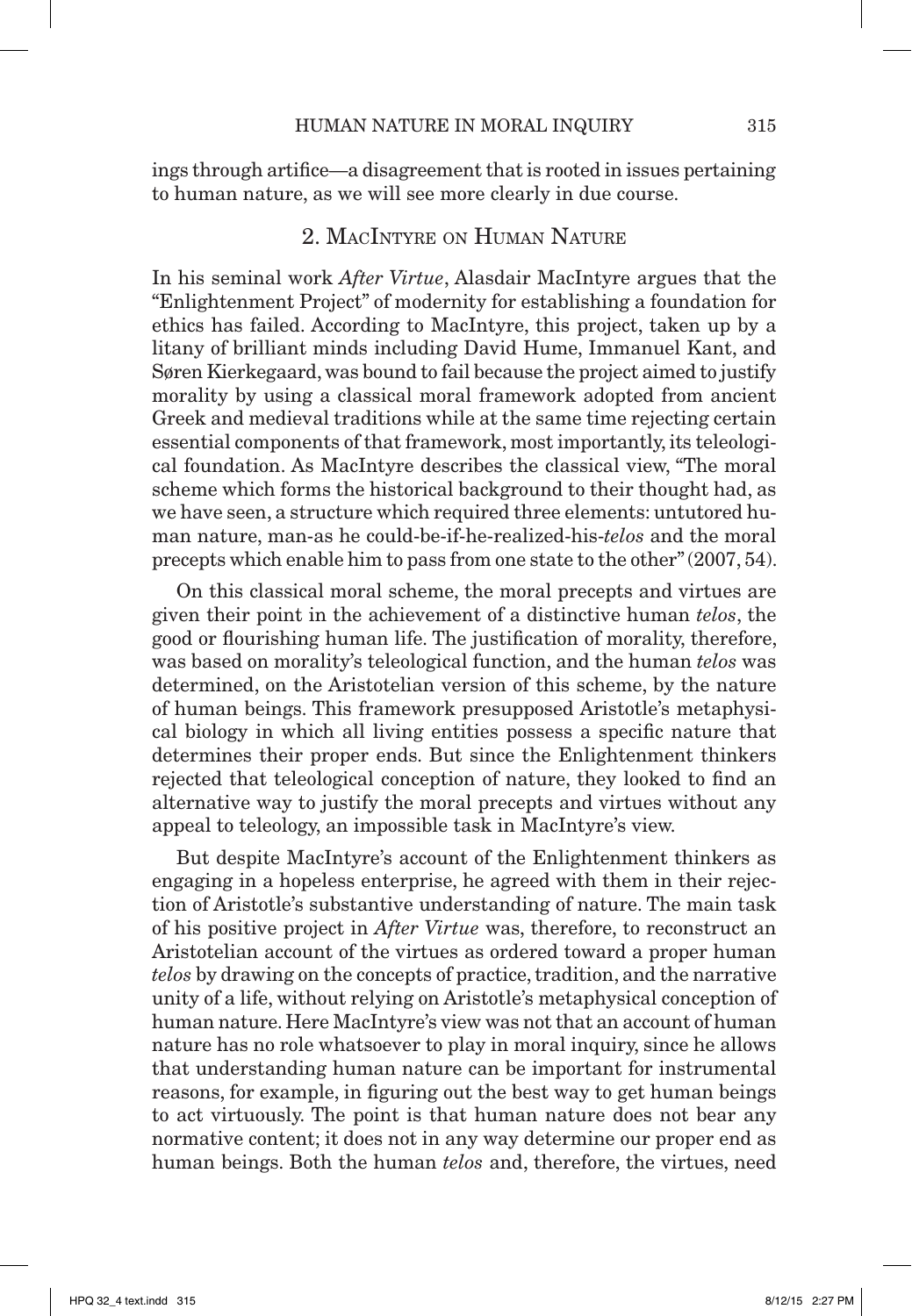ings through artifice—a disagreement that is rooted in issues pertaining to human nature, as we will see more clearly in due course.

## 2. MacIntyre on Human Nature

In his seminal work *After Virtue*, Alasdair MacIntyre argues that the "Enlightenment Project" of modernity for establishing a foundation for ethics has failed. According to MacIntyre, this project, taken up by a litany of brilliant minds including David Hume, Immanuel Kant, and Søren Kierkegaard, was bound to fail because the project aimed to justify morality by using a classical moral framework adopted from ancient Greek and medieval traditions while at the same time rejecting certain essential components of that framework, most importantly, its teleological foundation. As MacIntyre describes the classical view, "The moral scheme which forms the historical background to their thought had, as we have seen, a structure which required three elements: untutored human nature, man-as he could-be-if-he-realized-his-*telos* and the moral precepts which enable him to pass from one state to the other" (2007, 54).

On this classical moral scheme, the moral precepts and virtues are given their point in the achievement of a distinctive human *telos*, the good or flourishing human life. The justification of morality, therefore, was based on morality's teleological function, and the human *telos* was determined, on the Aristotelian version of this scheme, by the nature of human beings. This framework presupposed Aristotle's metaphysical biology in which all living entities possess a specific nature that determines their proper ends. But since the Enlightenment thinkers rejected that teleological conception of nature, they looked to find an alternative way to justify the moral precepts and virtues without any appeal to teleology, an impossible task in MacIntyre's view.

But despite MacIntyre's account of the Enlightenment thinkers as engaging in a hopeless enterprise, he agreed with them in their rejection of Aristotle's substantive understanding of nature. The main task of his positive project in *After Virtue* was, therefore, to reconstruct an Aristotelian account of the virtues as ordered toward a proper human *telos* by drawing on the concepts of practice, tradition, and the narrative unity of a life, without relying on Aristotle's metaphysical conception of human nature. Here MacIntyre's view was not that an account of human nature has no role whatsoever to play in moral inquiry, since he allows that understanding human nature can be important for instrumental reasons, for example, in figuring out the best way to get human beings to act virtuously. The point is that human nature does not bear any normative content; it does not in any way determine our proper end as human beings. Both the human *telos* and, therefore, the virtues, need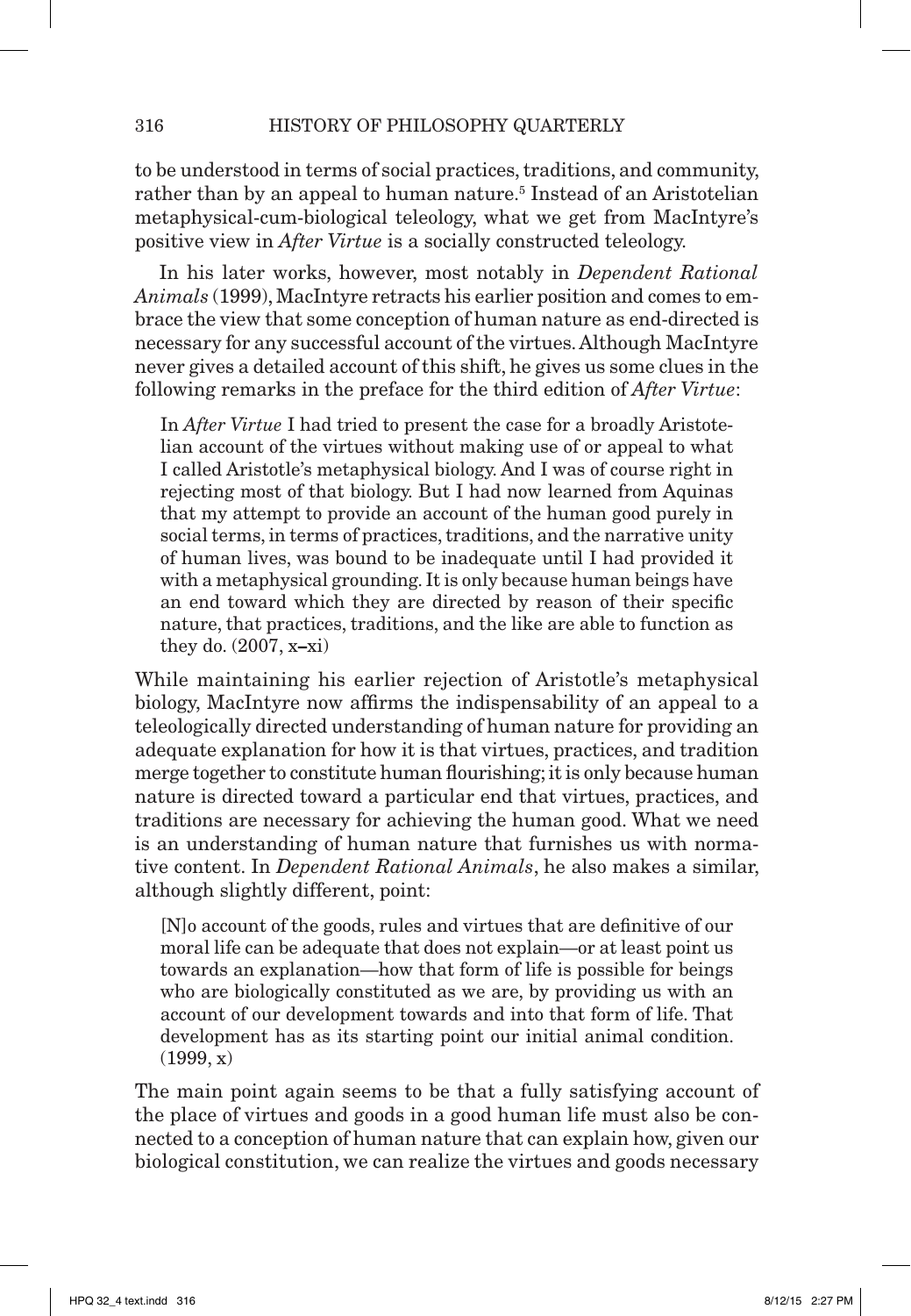to be understood in terms of social practices, traditions, and community, rather than by an appeal to human nature.[5] Instead of an Aristotelian metaphysical-cum-biological teleology, what we get from MacIntyre's positive view in *After Virtue* is a socially constructed teleology.

In his later works, however, most notably in *Dependent Rational Animals* (1999), MacIntyre retracts his earlier position and comes to embrace the view that some conception of human nature as end-directed is necessary for any successful account of the virtues. Although MacIntyre never gives a detailed account of this shift, he gives us some clues in the following remarks in the preface for the third edition of *After Virtue*:

> In *After Virtue* I had tried to present the case for a broadly Aristotelian account of the virtues without making use of or appeal to what I called Aristotle's metaphysical biology. And I was of course right in rejecting most of that biology. But I had now learned from Aquinas that my attempt to provide an account of the human good purely in social terms, in terms of practices, traditions, and the narrative unity of human lives, was bound to be inadequate until I had provided it with a metaphysical grounding. It is only because human beings have an end toward which they are directed by reason of their specific nature, that practices, traditions, and the like are able to function as they do. (2007, x–xi)

While maintaining his earlier rejection of Aristotle's metaphysical biology, MacIntyre now affirms the indispensability of an appeal to a teleologically directed understanding of human nature for providing an adequate explanation for how it is that virtues, practices, and tradition merge together to constitute human flourishing; it is only because human nature is directed toward a particular end that virtues, practices, and traditions are necessary for achieving the human good. What we need is an understanding of human nature that furnishes us with normative content. In *Dependent Rational Animals*, he also makes a similar, although slightly different, point:

> [N]o account of the goods, rules and virtues that are definitive of our moral life can be adequate that does not explain—or at least point us towards an explanation—how that form of life is possible for beings who are biologically constituted as we are, by providing us with an account of our development towards and into that form of life. That development has as its starting point our initial animal condition. (1999, x)

The main point again seems to be that a fully satisfying account of the place of virtues and goods in a good human life must also be connected to a conception of human nature that can explain how, given our biological constitution, we can realize the virtues and goods necessary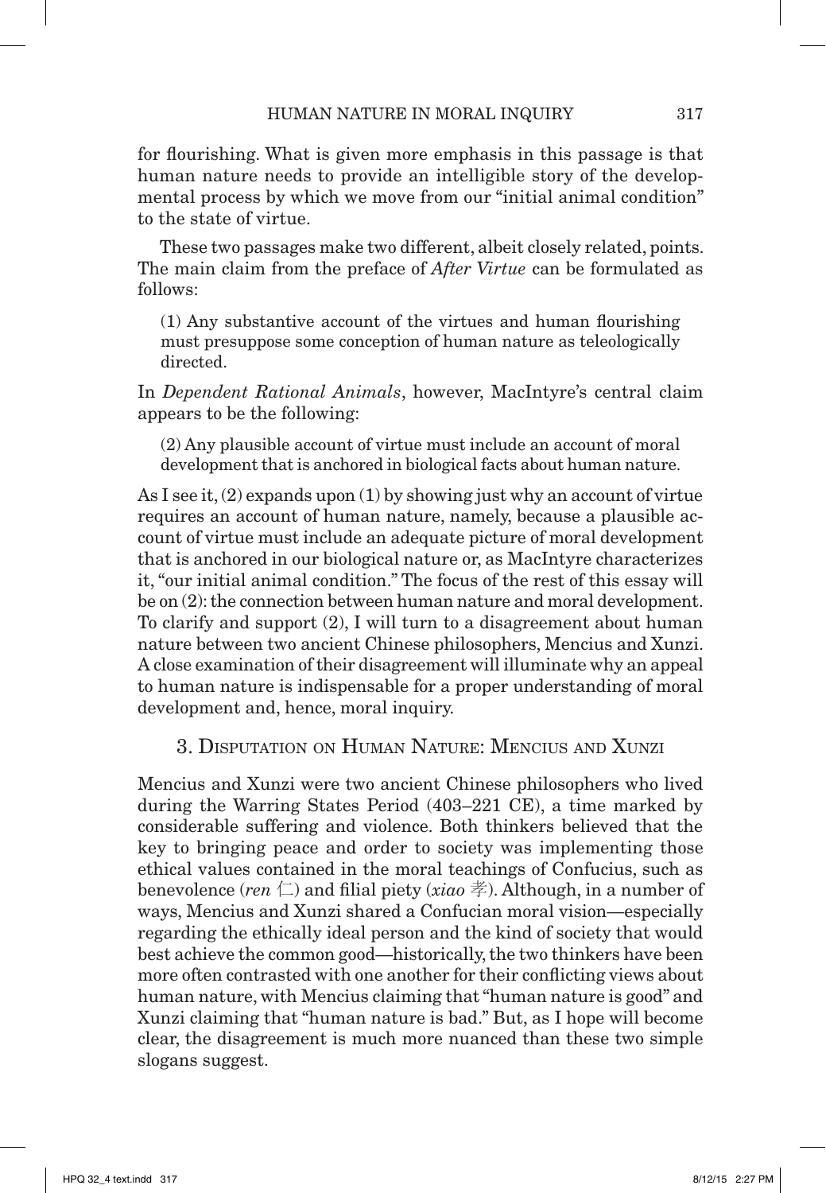for flourishing. What is given more emphasis in this passage is that human nature needs to provide an intelligible story of the developmental process by which we move from our "initial animal condition" to the state of virtue.

These two passages make two different, albeit closely related, points. The main claim from the preface of *After Virtue* can be formulated as follows:

> (1) Any substantive account of the virtues and human flourishing must presuppose some conception of human nature as teleologically directed.

In *Dependent Rational Animals*, however, MacIntyre's central claim appears to be the following:

> (2) Any plausible account of virtue must include an account of moral development that is anchored in biological facts about human nature.

As I see it, (2) expands upon (1) by showing just why an account of virtue requires an account of human nature, namely, because a plausible account of virtue must include an adequate picture of moral development that is anchored in our biological nature or, as MacIntyre characterizes it, "our initial animal condition." The focus of the rest of this essay will be on (2): the connection between human nature and moral development. To clarify and support (2), I will turn to a disagreement about human nature between two ancient Chinese philosophers, Mencius and Xunzi. A close examination of their disagreement will illuminate why an appeal to human nature is indispensable for a proper understanding of moral development and, hence, moral inquiry.

## 3. Disputation on Human Nature: Mencius and Xunzi

Mencius and Xunzi were two ancient Chinese philosophers who lived during the Warring States Period (403–221 CE), a time marked by considerable suffering and violence. Both thinkers believed that the key to bringing peace and order to society was implementing those ethical values contained in the moral teachings of Confucius, such as benevolence (*ren* 仁) and filial piety (*xiao* 孝). Although, in a number of ways, Mencius and Xunzi shared a Confucian moral vision—especially regarding the ethically ideal person and the kind of society that would best achieve the common good—historically, the two thinkers have been more often contrasted with one another for their conflicting views about human nature, with Mencius claiming that "human nature is good" and Xunzi claiming that "human nature is bad." But, as I hope will become clear, the disagreement is much more nuanced than these two simple slogans suggest.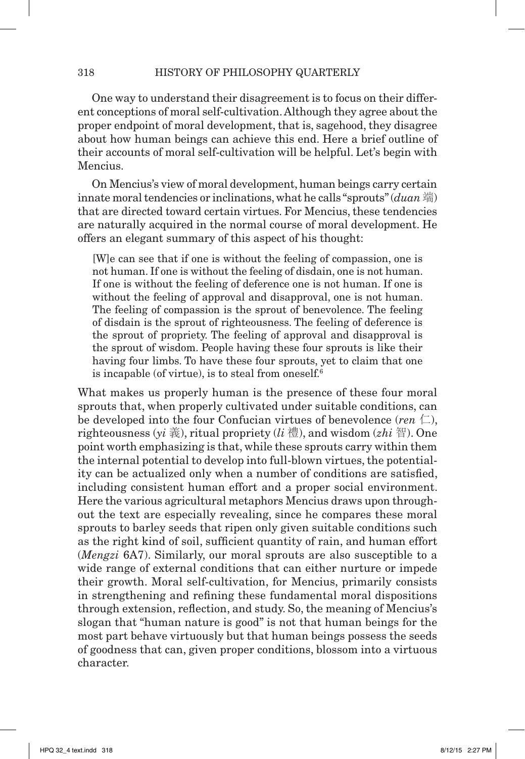One way to understand their disagreement is to focus on their different conceptions of moral self-cultivation. Although they agree about the proper endpoint of moral development, that is, sagehood, they disagree about how human beings can achieve this end. Here a brief outline of their accounts of moral self-cultivation will be helpful. Let's begin with Mencius.

On Mencius's view of moral development, human beings carry certain innate moral tendencies or inclinations, what he calls "sprouts" (*duan* 端) that are directed toward certain virtues. For Mencius, these tendencies are naturally acquired in the normal course of moral development. He offers an elegant summary of this aspect of his thought:

> [W]e can see that if one is without the feeling of compassion, one is not human. If one is without the feeling of disdain, one is not human. If one is without the feeling of deference one is not human. If one is without the feeling of approval and disapproval, one is not human. The feeling of compassion is the sprout of benevolence. The feeling of disdain is the sprout of righteousness. The feeling of deference is the sprout of propriety. The feeling of approval and disapproval is the sprout of wisdom. People having these four sprouts is like their having four limbs. To have these four sprouts, yet to claim that one is incapable (of virtue), is to steal from oneself.[6]

What makes us properly human is the presence of these four moral sprouts that, when properly cultivated under suitable conditions, can be developed into the four Confucian virtues of benevolence (*ren* 仁), righteousness (*yi* 義), ritual propriety (*li* 禮), and wisdom (*zhi* 智). One point worth emphasizing is that, while these sprouts carry within them the internal potential to develop into full-blown virtues, the potentiality can be actualized only when a number of conditions are satisfied, including consistent human effort and a proper social environment. Here the various agricultural metaphors Mencius draws upon throughout the text are especially revealing, since he compares these moral sprouts to barley seeds that ripen only given suitable conditions such as the right kind of soil, sufficient quantity of rain, and human effort (*Mengzi* 6A7). Similarly, our moral sprouts are also susceptible to a wide range of external conditions that can either nurture or impede their growth. Moral self-cultivation, for Mencius, primarily consists in strengthening and refining these fundamental moral dispositions through extension, reflection, and study. So, the meaning of Mencius's slogan that "human nature is good" is not that human beings for the most part behave virtuously but that human beings possess the seeds of goodness that can, given proper conditions, blossom into a virtuous character.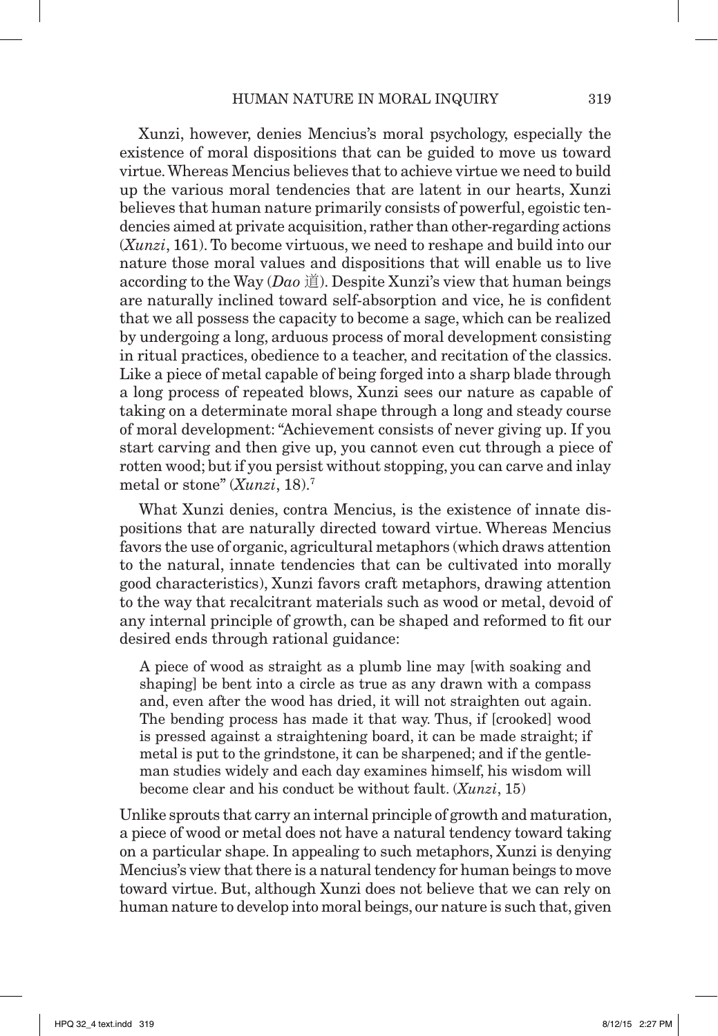Xunzi, however, denies Mencius's moral psychology, especially the existence of moral dispositions that can be guided to move us toward virtue. Whereas Mencius believes that to achieve virtue we need to build up the various moral tendencies that are latent in our hearts, Xunzi believes that human nature primarily consists of powerful, egoistic tendencies aimed at private acquisition, rather than other-regarding actions (*Xunzi*, 161). To become virtuous, we need to reshape and build into our nature those moral values and dispositions that will enable us to live according to the Way (*Dao* 道). Despite Xunzi's view that human beings are naturally inclined toward self-absorption and vice, he is confident that we all possess the capacity to become a sage, which can be realized by undergoing a long, arduous process of moral development consisting in ritual practices, obedience to a teacher, and recitation of the classics. Like a piece of metal capable of being forged into a sharp blade through a long process of repeated blows, Xunzi sees our nature as capable of taking on a determinate moral shape through a long and steady course of moral development: "Achievement consists of never giving up. If you start carving and then give up, you cannot even cut through a piece of rotten wood; but if you persist without stopping, you can carve and inlay metal or stone" (*Xunzi*, 18).[7]

What Xunzi denies, contra Mencius, is the existence of innate dispositions that are naturally directed toward virtue. Whereas Mencius favors the use of organic, agricultural metaphors (which draws attention to the natural, innate tendencies that can be cultivated into morally good characteristics), Xunzi favors craft metaphors, drawing attention to the way that recalcitrant materials such as wood or metal, devoid of any internal principle of growth, can be shaped and reformed to fit our desired ends through rational guidance:

> A piece of wood as straight as a plumb line may [with soaking and shaping] be bent into a circle as true as any drawn with a compass and, even after the wood has dried, it will not straighten out again. The bending process has made it that way. Thus, if [crooked] wood is pressed against a straightening board, it can be made straight; if metal is put to the grindstone, it can be sharpened; and if the gentleman studies widely and each day examines himself, his wisdom will become clear and his conduct be without fault. (*Xunzi*, 15)

Unlike sprouts that carry an internal principle of growth and maturation, a piece of wood or metal does not have a natural tendency toward taking on a particular shape. In appealing to such metaphors, Xunzi is denying Mencius's view that there is a natural tendency for human beings to move toward virtue. But, although Xunzi does not believe that we can rely on human nature to develop into moral beings, our nature is such that, given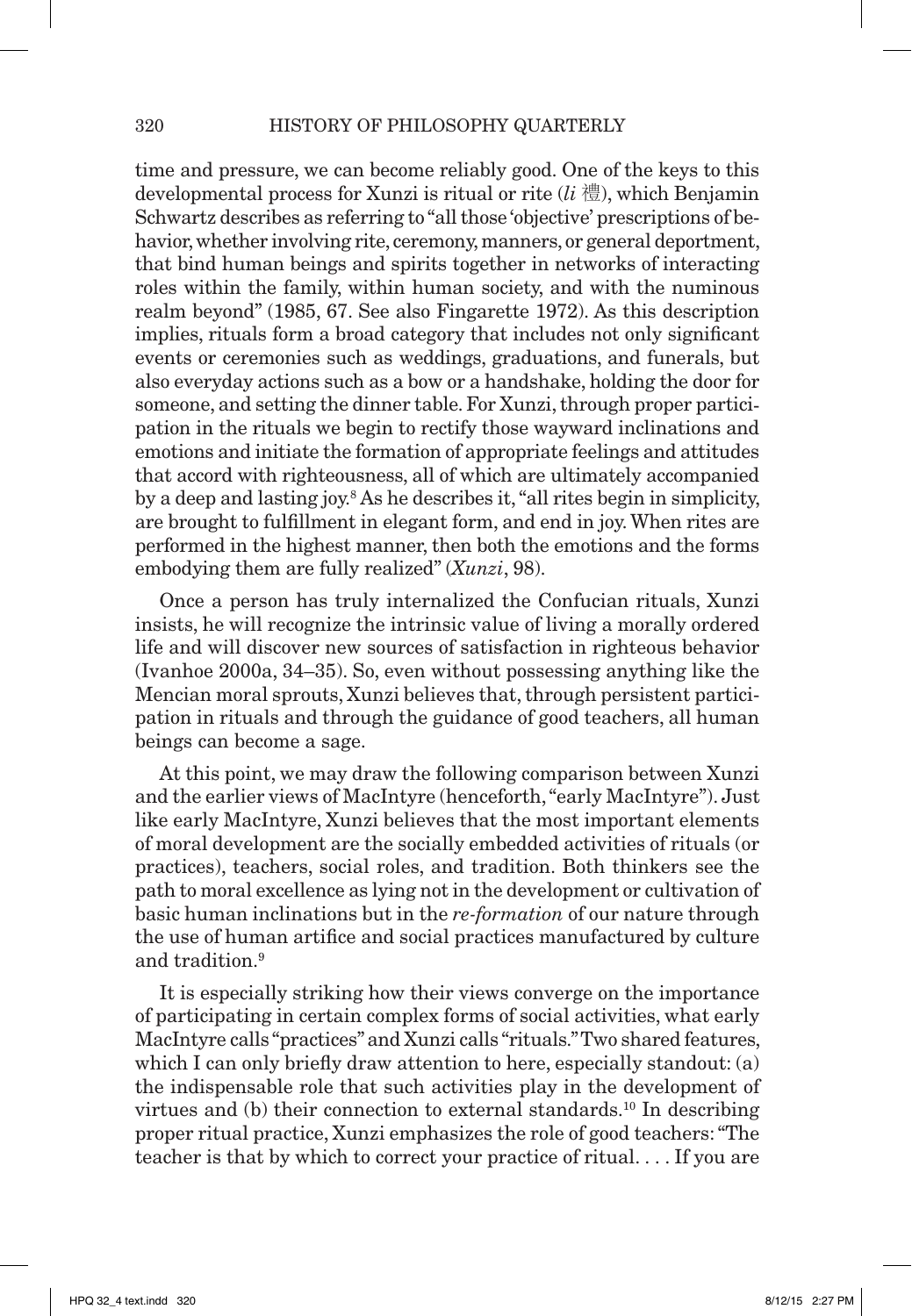time and pressure, we can become reliably good. One of the keys to this developmental process for Xunzi is ritual or rite (*li* 禮), which Benjamin Schwartz describes as referring to "all those 'objective' prescriptions of behavior, whether involving rite, ceremony, manners, or general deportment, that bind human beings and spirits together in networks of interacting roles within the family, within human society, and with the numinous realm beyond" (1985, 67. See also Fingarette 1972). As this description implies, rituals form a broad category that includes not only significant events or ceremonies such as weddings, graduations, and funerals, but also everyday actions such as a bow or a handshake, holding the door for someone, and setting the dinner table. For Xunzi, through proper participation in the rituals we begin to rectify those wayward inclinations and emotions and initiate the formation of appropriate feelings and attitudes that accord with righteousness, all of which are ultimately accompanied by a deep and lasting joy.[8] As he describes it, "all rites begin in simplicity, are brought to fulfillment in elegant form, and end in joy. When rites are performed in the highest manner, then both the emotions and the forms embodying them are fully realized" (*Xunzi*, 98).

Once a person has truly internalized the Confucian rituals, Xunzi insists, he will recognize the intrinsic value of living a morally ordered life and will discover new sources of satisfaction in righteous behavior (Ivanhoe 2000a, 34–35). So, even without possessing anything like the Mencian moral sprouts, Xunzi believes that, through persistent participation in rituals and through the guidance of good teachers, all human beings can become a sage.

At this point, we may draw the following comparison between Xunzi and the earlier views of MacIntyre (henceforth, "early MacIntyre"). Just like early MacIntyre, Xunzi believes that the most important elements of moral development are the socially embedded activities of rituals (or practices), teachers, social roles, and tradition. Both thinkers see the path to moral excellence as lying not in the development or cultivation of basic human inclinations but in the *re-formation* of our nature through the use of human artifice and social practices manufactured by culture and tradition.[9]

It is especially striking how their views converge on the importance of participating in certain complex forms of social activities, what early MacIntyre calls "practices" and Xunzi calls "rituals." Two shared features, which I can only briefly draw attention to here, especially standout: (a) the indispensable role that such activities play in the development of virtues and (b) their connection to external standards.[10] In describing proper ritual practice, Xunzi emphasizes the role of good teachers: "The teacher is that by which to correct your practice of ritual. . . . If you are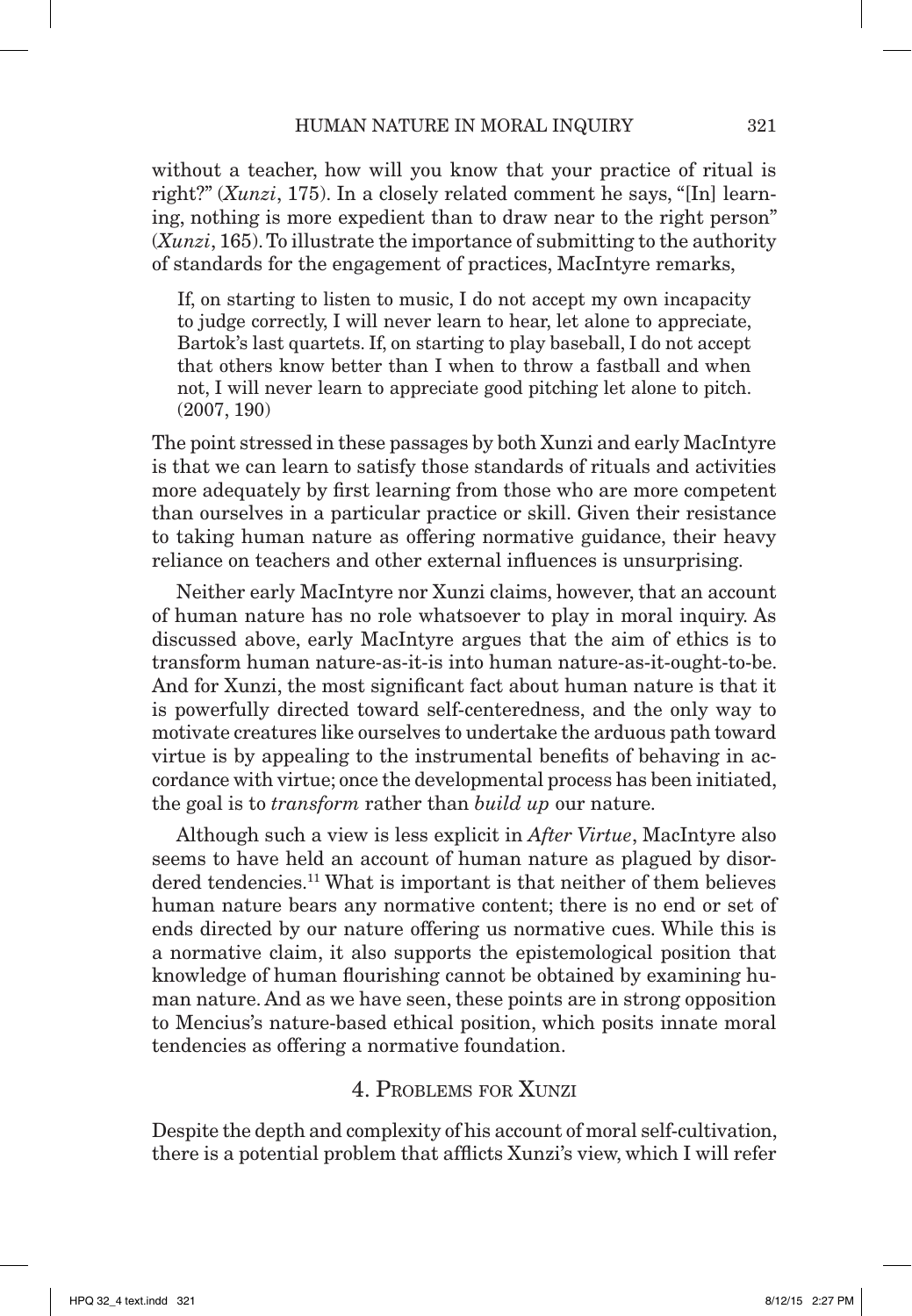without a teacher, how will you know that your practice of ritual is right?" (*Xunzi*, 175). In a closely related comment he says, "[In] learning, nothing is more expedient than to draw near to the right person" (*Xunzi*, 165). To illustrate the importance of submitting to the authority of standards for the engagement of practices, MacIntyre remarks,

> If, on starting to listen to music, I do not accept my own incapacity to judge correctly, I will never learn to hear, let alone to appreciate, Bartok's last quartets. If, on starting to play baseball, I do not accept that others know better than I when to throw a fastball and when not, I will never learn to appreciate good pitching let alone to pitch. (2007, 190)

The point stressed in these passages by both Xunzi and early MacIntyre is that we can learn to satisfy those standards of rituals and activities more adequately by first learning from those who are more competent than ourselves in a particular practice or skill. Given their resistance to taking human nature as offering normative guidance, their heavy reliance on teachers and other external influences is unsurprising.

Neither early MacIntyre nor Xunzi claims, however, that an account of human nature has no role whatsoever to play in moral inquiry. As discussed above, early MacIntyre argues that the aim of ethics is to transform human nature-as-it-is into human nature-as-it-ought-to-be. And for Xunzi, the most significant fact about human nature is that it is powerfully directed toward self-centeredness, and the only way to motivate creatures like ourselves to undertake the arduous path toward virtue is by appealing to the instrumental benefits of behaving in accordance with virtue; once the developmental process has been initiated, the goal is to *transform* rather than *build up* our nature.

Although such a view is less explicit in *After Virtue*, MacIntyre also seems to have held an account of human nature as plagued by disordered tendencies.[11] What is important is that neither of them believes human nature bears any normative content; there is no end or set of ends directed by our nature offering us normative cues. While this is a normative claim, it also supports the epistemological position that knowledge of human flourishing cannot be obtained by examining human nature. And as we have seen, these points are in strong opposition to Mencius's nature-based ethical position, which posits innate moral tendencies as offering a normative foundation.

## 4. Problems for Xunzi

Despite the depth and complexity of his account of moral self-cultivation, there is a potential problem that afflicts Xunzi's view, which I will refer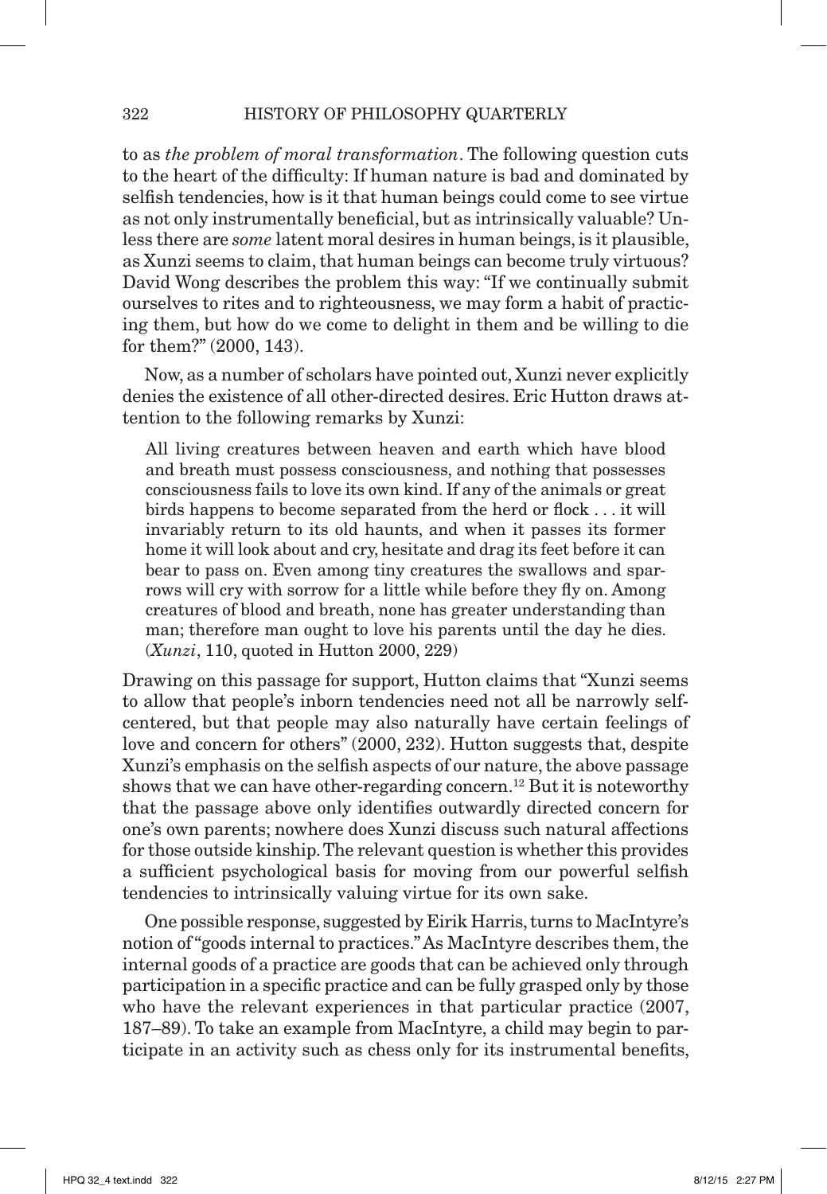to as *the problem of moral transformation*. The following question cuts to the heart of the difficulty: If human nature is bad and dominated by selfish tendencies, how is it that human beings could come to see virtue as not only instrumentally beneficial, but as intrinsically valuable? Unless there are *some* latent moral desires in human beings, is it plausible, as Xunzi seems to claim, that human beings can become truly virtuous? David Wong describes the problem this way: "If we continually submit ourselves to rites and to righteousness, we may form a habit of practicing them, but how do we come to delight in them and be willing to die for them?" (2000, 143).

Now, as a number of scholars have pointed out, Xunzi never explicitly denies the existence of all other-directed desires. Eric Hutton draws attention to the following remarks by Xunzi:

> All living creatures between heaven and earth which have blood and breath must possess consciousness, and nothing that possesses consciousness fails to love its own kind. If any of the animals or great birds happens to become separated from the herd or flock . . . it will invariably return to its old haunts, and when it passes its former home it will look about and cry, hesitate and drag its feet before it can bear to pass on. Even among tiny creatures the swallows and sparrows will cry with sorrow for a little while before they fly on. Among creatures of blood and breath, none has greater understanding than man; therefore man ought to love his parents until the day he dies. (*Xunzi*, 110, quoted in Hutton 2000, 229)

Drawing on this passage for support, Hutton claims that "Xunzi seems to allow that people's inborn tendencies need not all be narrowly self-centered, but that people may also naturally have certain feelings of love and concern for others" (2000, 232). Hutton suggests that, despite Xunzi's emphasis on the selfish aspects of our nature, the above passage shows that we can have other-regarding concern.[12] But it is noteworthy that the passage above only identifies outwardly directed concern for one's own parents; nowhere does Xunzi discuss such natural affections for those outside kinship. The relevant question is whether this provides a sufficient psychological basis for moving from our powerful selfish tendencies to intrinsically valuing virtue for its own sake.

One possible response, suggested by Eirik Harris, turns to MacIntyre's notion of "goods internal to practices." As MacIntyre describes them, the internal goods of a practice are goods that can be achieved only through participation in a specific practice and can be fully grasped only by those who have the relevant experiences in that particular practice (2007, 187–89). To take an example from MacIntyre, a child may begin to participate in an activity such as chess only for its instrumental benefits,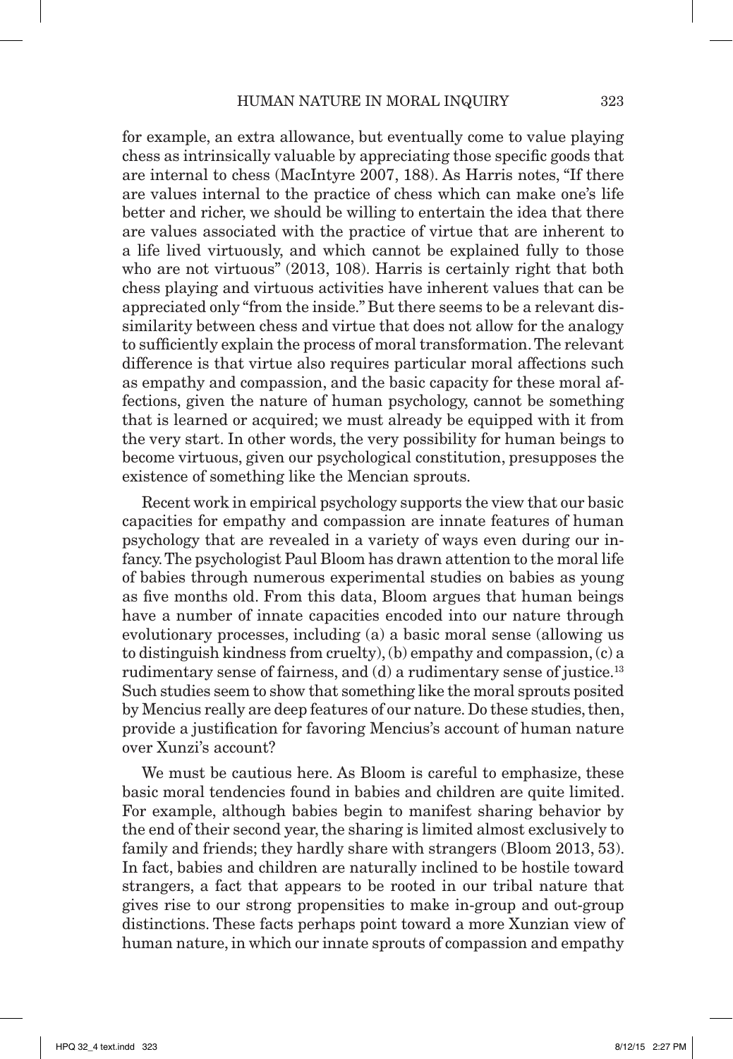for example, an extra allowance, but eventually come to value playing chess as intrinsically valuable by appreciating those specific goods that are internal to chess (MacIntyre 2007, 188). As Harris notes, "If there are values internal to the practice of chess which can make one's life better and richer, we should be willing to entertain the idea that there are values associated with the practice of virtue that are inherent to a life lived virtuously, and which cannot be explained fully to those who are not virtuous" (2013, 108). Harris is certainly right that both chess playing and virtuous activities have inherent values that can be appreciated only "from the inside." But there seems to be a relevant dissimilarity between chess and virtue that does not allow for the analogy to sufficiently explain the process of moral transformation. The relevant difference is that virtue also requires particular moral affections such as empathy and compassion, and the basic capacity for these moral affections, given the nature of human psychology, cannot be something that is learned or acquired; we must already be equipped with it from the very start. In other words, the very possibility for human beings to become virtuous, given our psychological constitution, presupposes the existence of something like the Mencian sprouts.

Recent work in empirical psychology supports the view that our basic capacities for empathy and compassion are innate features of human psychology that are revealed in a variety of ways even during our infancy. The psychologist Paul Bloom has drawn attention to the moral life of babies through numerous experimental studies on babies as young as five months old. From this data, Bloom argues that human beings have a number of innate capacities encoded into our nature through evolutionary processes, including (a) a basic moral sense (allowing us to distinguish kindness from cruelty), (b) empathy and compassion, (c) a rudimentary sense of fairness, and (d) a rudimentary sense of justice.[13] Such studies seem to show that something like the moral sprouts posited by Mencius really are deep features of our nature. Do these studies, then, provide a justification for favoring Mencius's account of human nature over Xunzi's account?

We must be cautious here. As Bloom is careful to emphasize, these basic moral tendencies found in babies and children are quite limited. For example, although babies begin to manifest sharing behavior by the end of their second year, the sharing is limited almost exclusively to family and friends; they hardly share with strangers (Bloom 2013, 53). In fact, babies and children are naturally inclined to be hostile toward strangers, a fact that appears to be rooted in our tribal nature that gives rise to our strong propensities to make in-group and out-group distinctions. These facts perhaps point toward a more Xunzian view of human nature, in which our innate sprouts of compassion and empathy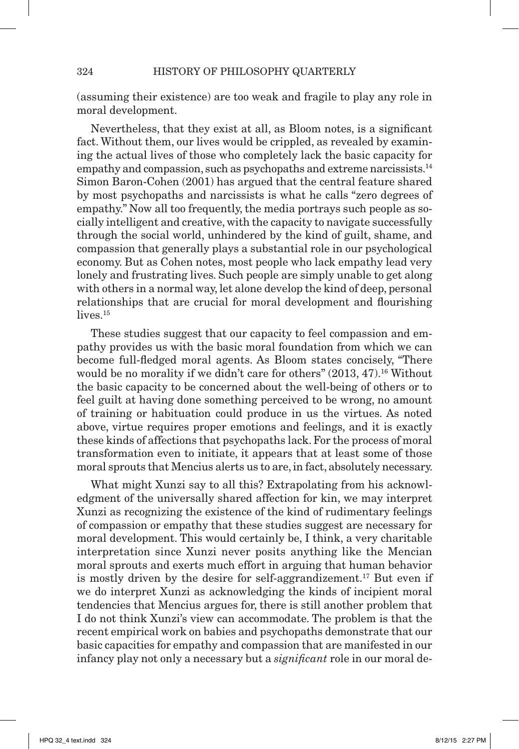(assuming their existence) are too weak and fragile to play any role in moral development.

Nevertheless, that they exist at all, as Bloom notes, is a significant fact. Without them, our lives would be crippled, as revealed by examining the actual lives of those who completely lack the basic capacity for empathy and compassion, such as psychopaths and extreme narcissists.[14] Simon Baron-Cohen (2001) has argued that the central feature shared by most psychopaths and narcissists is what he calls "zero degrees of empathy." Now all too frequently, the media portrays such people as socially intelligent and creative, with the capacity to navigate successfully through the social world, unhindered by the kind of guilt, shame, and compassion that generally plays a substantial role in our psychological economy. But as Cohen notes, most people who lack empathy lead very lonely and frustrating lives. Such people are simply unable to get along with others in a normal way, let alone develop the kind of deep, personal relationships that are crucial for moral development and flourishing lives.[15]

These studies suggest that our capacity to feel compassion and empathy provides us with the basic moral foundation from which we can become full-fledged moral agents. As Bloom states concisely, "There would be no morality if we didn't care for others" (2013, 47).[16] Without the basic capacity to be concerned about the well-being of others or to feel guilt at having done something perceived to be wrong, no amount of training or habituation could produce in us the virtues. As noted above, virtue requires proper emotions and feelings, and it is exactly these kinds of affections that psychopaths lack. For the process of moral transformation even to initiate, it appears that at least some of those moral sprouts that Mencius alerts us to are, in fact, absolutely necessary.

What might Xunzi say to all this? Extrapolating from his acknowledgment of the universally shared affection for kin, we may interpret Xunzi as recognizing the existence of the kind of rudimentary feelings of compassion or empathy that these studies suggest are necessary for moral development. This would certainly be, I think, a very charitable interpretation since Xunzi never posits anything like the Mencian moral sprouts and exerts much effort in arguing that human behavior is mostly driven by the desire for self-aggrandizement.[17] But even if we do interpret Xunzi as acknowledging the kinds of incipient moral tendencies that Mencius argues for, there is still another problem that I do not think Xunzi's view can accommodate. The problem is that the recent empirical work on babies and psychopaths demonstrate that our basic capacities for empathy and compassion that are manifested in our infancy play not only a necessary but a *significant* role in our moral de-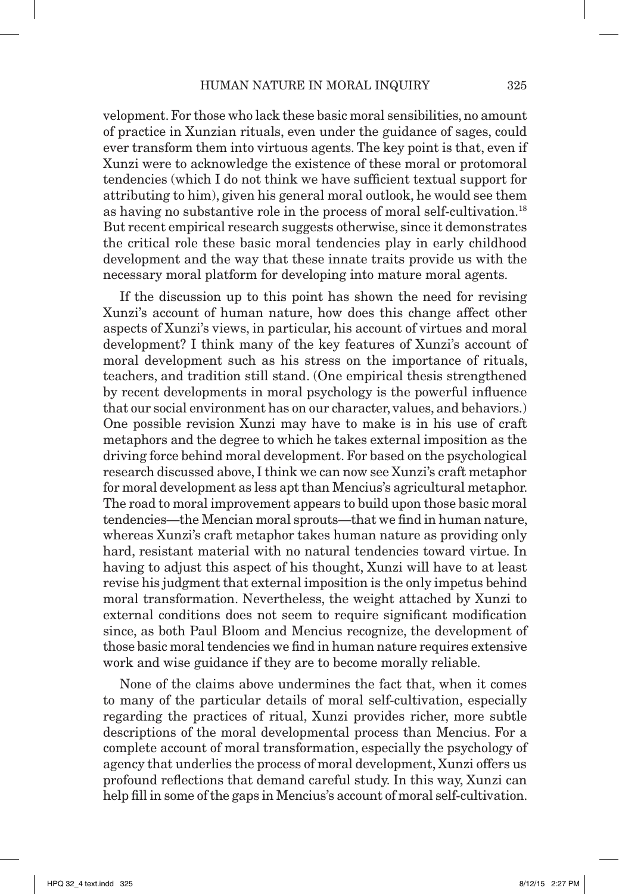velopment. For those who lack these basic moral sensibilities, no amount of practice in Xunzian rituals, even under the guidance of sages, could ever transform them into virtuous agents. The key point is that, even if Xunzi were to acknowledge the existence of these moral or protomoral tendencies (which I do not think we have sufficient textual support for attributing to him), given his general moral outlook, he would see them as having no substantive role in the process of moral self-cultivation.[18] But recent empirical research suggests otherwise, since it demonstrates the critical role these basic moral tendencies play in early childhood development and the way that these innate traits provide us with the necessary moral platform for developing into mature moral agents.

If the discussion up to this point has shown the need for revising Xunzi's account of human nature, how does this change affect other aspects of Xunzi's views, in particular, his account of virtues and moral development? I think many of the key features of Xunzi's account of moral development such as his stress on the importance of rituals, teachers, and tradition still stand. (One empirical thesis strengthened by recent developments in moral psychology is the powerful influence that our social environment has on our character, values, and behaviors.) One possible revision Xunzi may have to make is in his use of craft metaphors and the degree to which he takes external imposition as the driving force behind moral development. For based on the psychological research discussed above, I think we can now see Xunzi's craft metaphor for moral development as less apt than Mencius's agricultural metaphor. The road to moral improvement appears to build upon those basic moral tendencies—the Mencian moral sprouts—that we find in human nature, whereas Xunzi's craft metaphor takes human nature as providing only hard, resistant material with no natural tendencies toward virtue. In having to adjust this aspect of his thought, Xunzi will have to at least revise his judgment that external imposition is the only impetus behind moral transformation. Nevertheless, the weight attached by Xunzi to external conditions does not seem to require significant modification since, as both Paul Bloom and Mencius recognize, the development of those basic moral tendencies we find in human nature requires extensive work and wise guidance if they are to become morally reliable.

None of the claims above undermines the fact that, when it comes to many of the particular details of moral self-cultivation, especially regarding the practices of ritual, Xunzi provides richer, more subtle descriptions of the moral developmental process than Mencius. For a complete account of moral transformation, especially the psychology of agency that underlies the process of moral development, Xunzi offers us profound reflections that demand careful study. In this way, Xunzi can help fill in some of the gaps in Mencius's account of moral self-cultivation.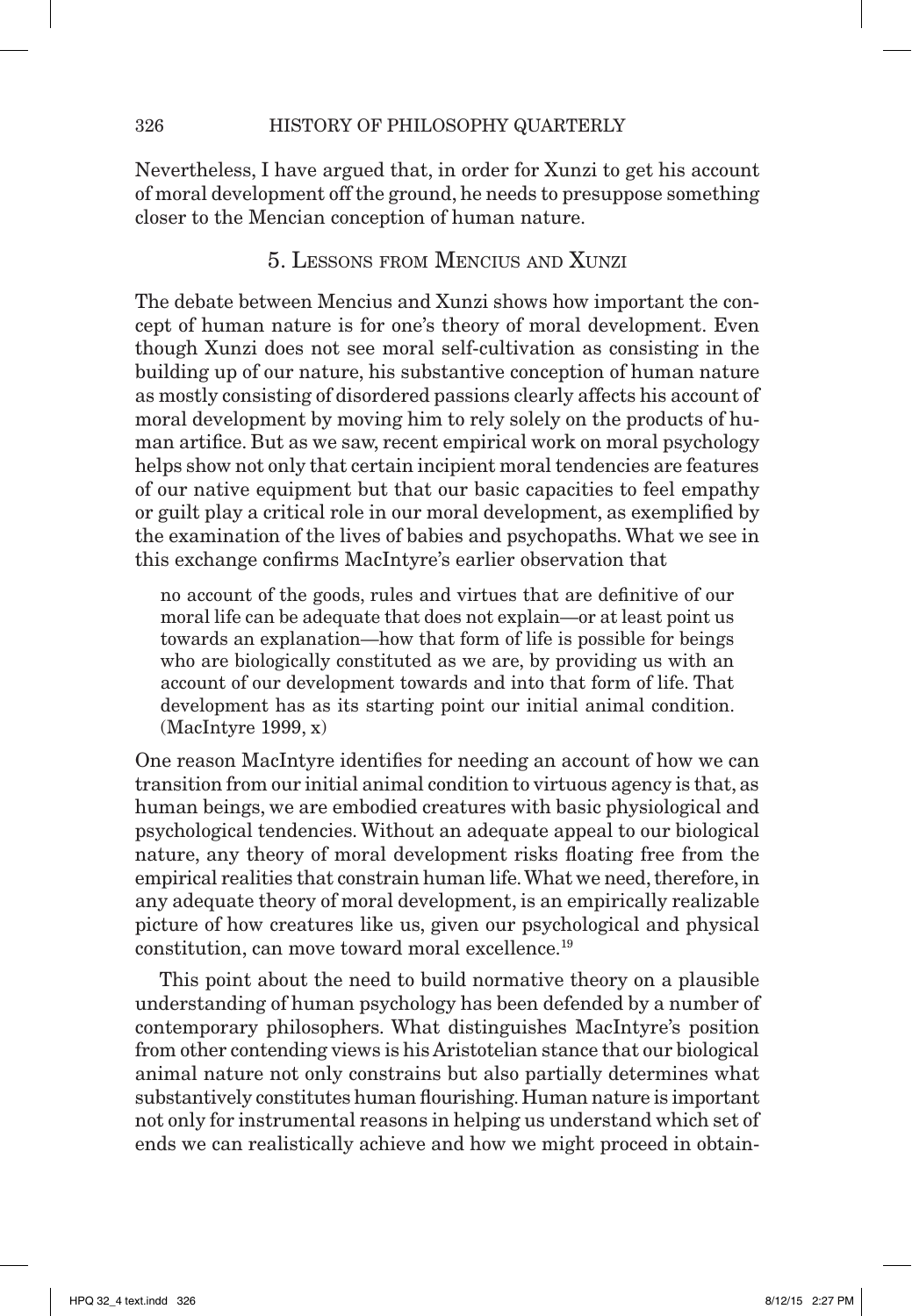Nevertheless, I have argued that, in order for Xunzi to get his account of moral development off the ground, he needs to presuppose something closer to the Mencian conception of human nature.

## 5. Lessons from Mencius and Xunzi

The debate between Mencius and Xunzi shows how important the concept of human nature is for one's theory of moral development. Even though Xunzi does not see moral self-cultivation as consisting in the building up of our nature, his substantive conception of human nature as mostly consisting of disordered passions clearly affects his account of moral development by moving him to rely solely on the products of human artifice. But as we saw, recent empirical work on moral psychology helps show not only that certain incipient moral tendencies are features of our native equipment but that our basic capacities to feel empathy or guilt play a critical role in our moral development, as exemplified by the examination of the lives of babies and psychopaths. What we see in this exchange confirms MacIntyre's earlier observation that

> no account of the goods, rules and virtues that are definitive of our moral life can be adequate that does not explain—or at least point us towards an explanation—how that form of life is possible for beings who are biologically constituted as we are, by providing us with an account of our development towards and into that form of life. That development has as its starting point our initial animal condition. (MacIntyre 1999, x)

One reason MacIntyre identifies for needing an account of how we can transition from our initial animal condition to virtuous agency is that, as human beings, we are embodied creatures with basic physiological and psychological tendencies. Without an adequate appeal to our biological nature, any theory of moral development risks floating free from the empirical realities that constrain human life. What we need, therefore, in any adequate theory of moral development, is an empirically realizable picture of how creatures like us, given our psychological and physical constitution, can move toward moral excellence.[19]

This point about the need to build normative theory on a plausible understanding of human psychology has been defended by a number of contemporary philosophers. What distinguishes MacIntyre's position from other contending views is his Aristotelian stance that our biological animal nature not only constrains but also partially determines what substantively constitutes human flourishing. Human nature is important not only for instrumental reasons in helping us understand which set of ends we can realistically achieve and how we might proceed in obtain-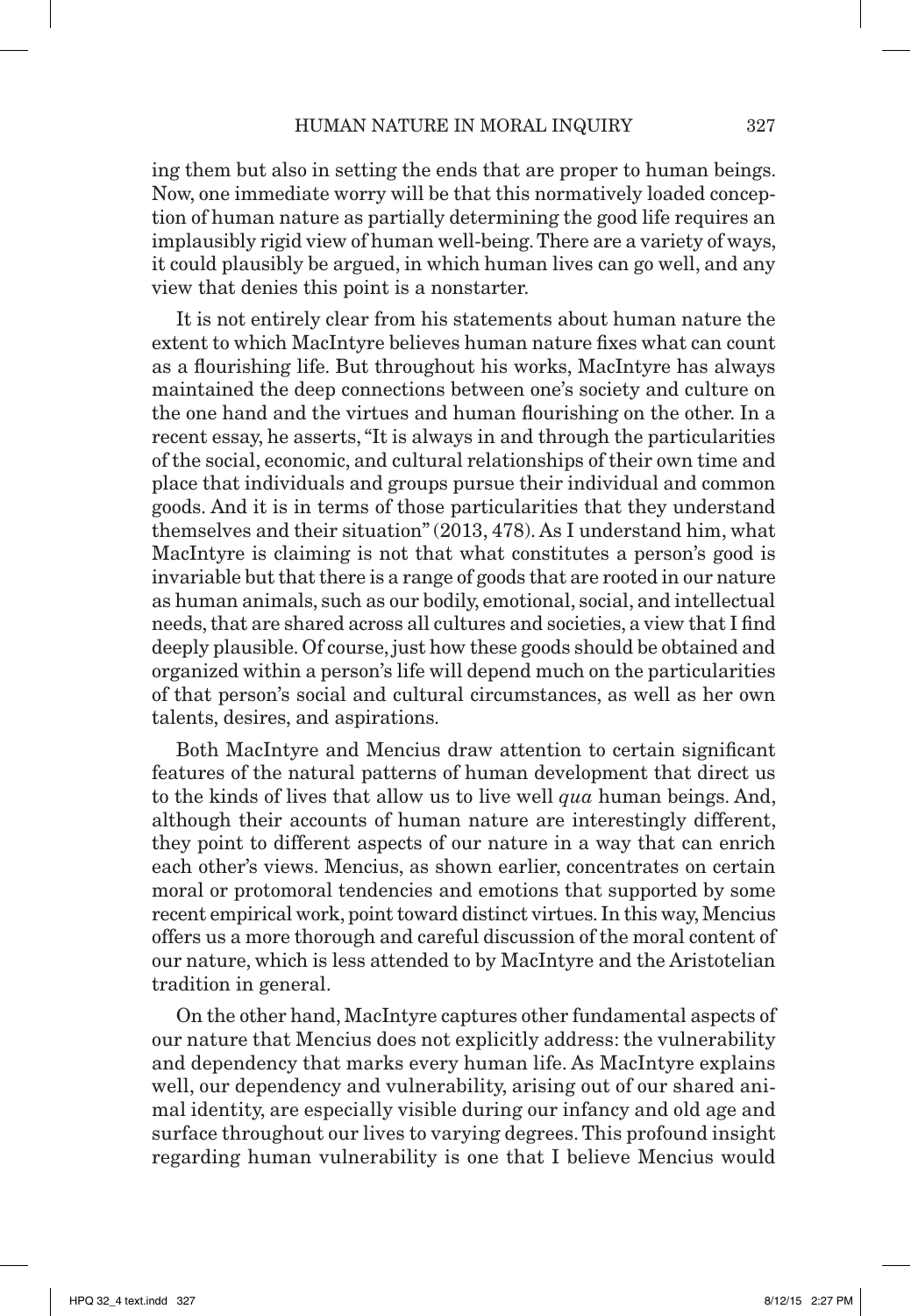ing them but also in setting the ends that are proper to human beings. Now, one immediate worry will be that this normatively loaded conception of human nature as partially determining the good life requires an implausibly rigid view of human well-being. There are a variety of ways, it could plausibly be argued, in which human lives can go well, and any view that denies this point is a nonstarter.

It is not entirely clear from his statements about human nature the extent to which MacIntyre believes human nature fixes what can count as a flourishing life. But throughout his works, MacIntyre has always maintained the deep connections between one's society and culture on the one hand and the virtues and human flourishing on the other. In a recent essay, he asserts, "It is always in and through the particularities of the social, economic, and cultural relationships of their own time and place that individuals and groups pursue their individual and common goods. And it is in terms of those particularities that they understand themselves and their situation" (2013, 478). As I understand him, what MacIntyre is claiming is not that what constitutes a person's good is invariable but that there is a range of goods that are rooted in our nature as human animals, such as our bodily, emotional, social, and intellectual needs, that are shared across all cultures and societies, a view that I find deeply plausible. Of course, just how these goods should be obtained and organized within a person's life will depend much on the particularities of that person's social and cultural circumstances, as well as her own talents, desires, and aspirations.

Both MacIntyre and Mencius draw attention to certain significant features of the natural patterns of human development that direct us to the kinds of lives that allow us to live well *qua* human beings. And, although their accounts of human nature are interestingly different, they point to different aspects of our nature in a way that can enrich each other's views. Mencius, as shown earlier, concentrates on certain moral or protomoral tendencies and emotions that supported by some recent empirical work, point toward distinct virtues. In this way, Mencius offers us a more thorough and careful discussion of the moral content of our nature, which is less attended to by MacIntyre and the Aristotelian tradition in general.

On the other hand, MacIntyre captures other fundamental aspects of our nature that Mencius does not explicitly address: the vulnerability and dependency that marks every human life. As MacIntyre explains well, our dependency and vulnerability, arising out of our shared animal identity, are especially visible during our infancy and old age and surface throughout our lives to varying degrees. This profound insight regarding human vulnerability is one that I believe Mencius would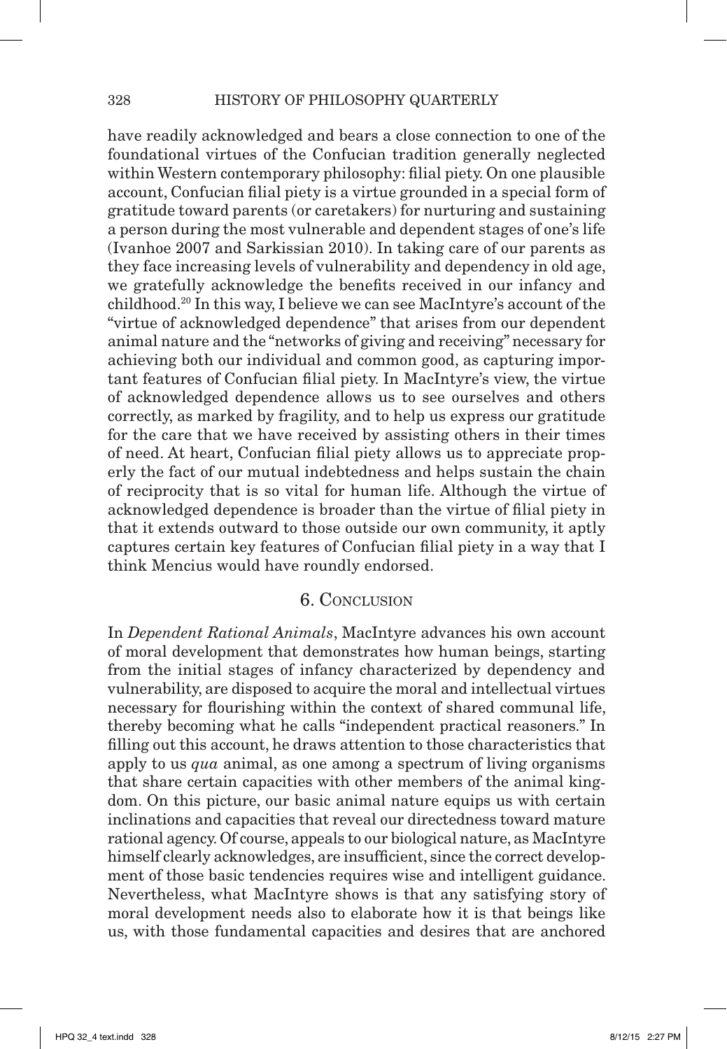have readily acknowledged and bears a close connection to one of the foundational virtues of the Confucian tradition generally neglected within Western contemporary philosophy: filial piety. On one plausible account, Confucian filial piety is a virtue grounded in a special form of gratitude toward parents (or caretakers) for nurturing and sustaining a person during the most vulnerable and dependent stages of one's life (Ivanhoe 2007 and Sarkissian 2010). In taking care of our parents as they face increasing levels of vulnerability and dependency in old age, we gratefully acknowledge the benefits received in our infancy and childhood.[20] In this way, I believe we can see MacIntyre's account of the "virtue of acknowledged dependence" that arises from our dependent animal nature and the "networks of giving and receiving" necessary for achieving both our individual and common good, as capturing important features of Confucian filial piety. In MacIntyre's view, the virtue of acknowledged dependence allows us to see ourselves and others correctly, as marked by fragility, and to help us express our gratitude for the care that we have received by assisting others in their times of need. At heart, Confucian filial piety allows us to appreciate properly the fact of our mutual indebtedness and helps sustain the chain of reciprocity that is so vital for human life. Although the virtue of acknowledged dependence is broader than the virtue of filial piety in that it extends outward to those outside our own community, it aptly captures certain key features of Confucian filial piety in a way that I think Mencius would have roundly endorsed.

## 6. Conclusion

In *Dependent Rational Animals*, MacIntyre advances his own account of moral development that demonstrates how human beings, starting from the initial stages of infancy characterized by dependency and vulnerability, are disposed to acquire the moral and intellectual virtues necessary for flourishing within the context of shared communal life, thereby becoming what he calls "independent practical reasoners." In filling out this account, he draws attention to those characteristics that apply to us *qua* animal, as one among a spectrum of living organisms that share certain capacities with other members of the animal kingdom. On this picture, our basic animal nature equips us with certain inclinations and capacities that reveal our directedness toward mature rational agency. Of course, appeals to our biological nature, as MacIntyre himself clearly acknowledges, are insufficient, since the correct development of those basic tendencies requires wise and intelligent guidance. Nevertheless, what MacIntyre shows is that any satisfying story of moral development needs also to elaborate how it is that beings like us, with those fundamental capacities and desires that are anchored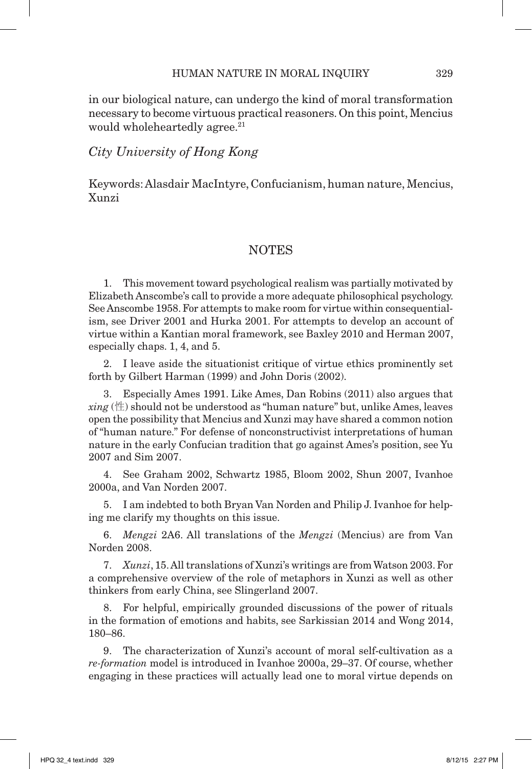in our biological nature, can undergo the kind of moral transformation necessary to become virtuous practical reasoners. On this point, Mencius would wholeheartedly agree.[21]

*City University of Hong Kong*

Keywords: Alasdair MacIntyre, Confucianism, human nature, Mencius, Xunzi

## NOTES

1. This movement toward psychological realism was partially motivated by Elizabeth Anscombe's call to provide a more adequate philosophical psychology. See Anscombe 1958. For attempts to make room for virtue within consequentialism, see Driver 2001 and Hurka 2001. For attempts to develop an account of virtue within a Kantian moral framework, see Baxley 2010 and Herman 2007, especially chaps. 1, 4, and 5.

2. I leave aside the situationist critique of virtue ethics prominently set forth by Gilbert Harman (1999) and John Doris (2002).

3. Especially Ames 1991. Like Ames, Dan Robins (2011) also argues that *xing* (性) should not be understood as "human nature" but, unlike Ames, leaves open the possibility that Mencius and Xunzi may have shared a common notion of "human nature." For defense of nonconstructivist interpretations of human nature in the early Confucian tradition that go against Ames's position, see Yu 2007 and Sim 2007.

4. See Graham 2002, Schwartz 1985, Bloom 2002, Shun 2007, Ivanhoe 2000a, and Van Norden 2007.

5. I am indebted to both Bryan Van Norden and Philip J. Ivanhoe for helping me clarify my thoughts on this issue.

6. *Mengzi* 2A6. All translations of the *Mengzi* (Mencius) are from Van Norden 2008.

7. *Xunzi*, 15. All translations of Xunzi's writings are from Watson 2003. For a comprehensive overview of the role of metaphors in Xunzi as well as other thinkers from early China, see Slingerland 2007.

8. For helpful, empirically grounded discussions of the power of rituals in the formation of emotions and habits, see Sarkissian 2014 and Wong 2014, 180–86.

9. The characterization of Xunzi's account of moral self-cultivation as a *re-formation* model is introduced in Ivanhoe 2000a, 29–37. Of course, whether engaging in these practices will actually lead one to moral virtue depends on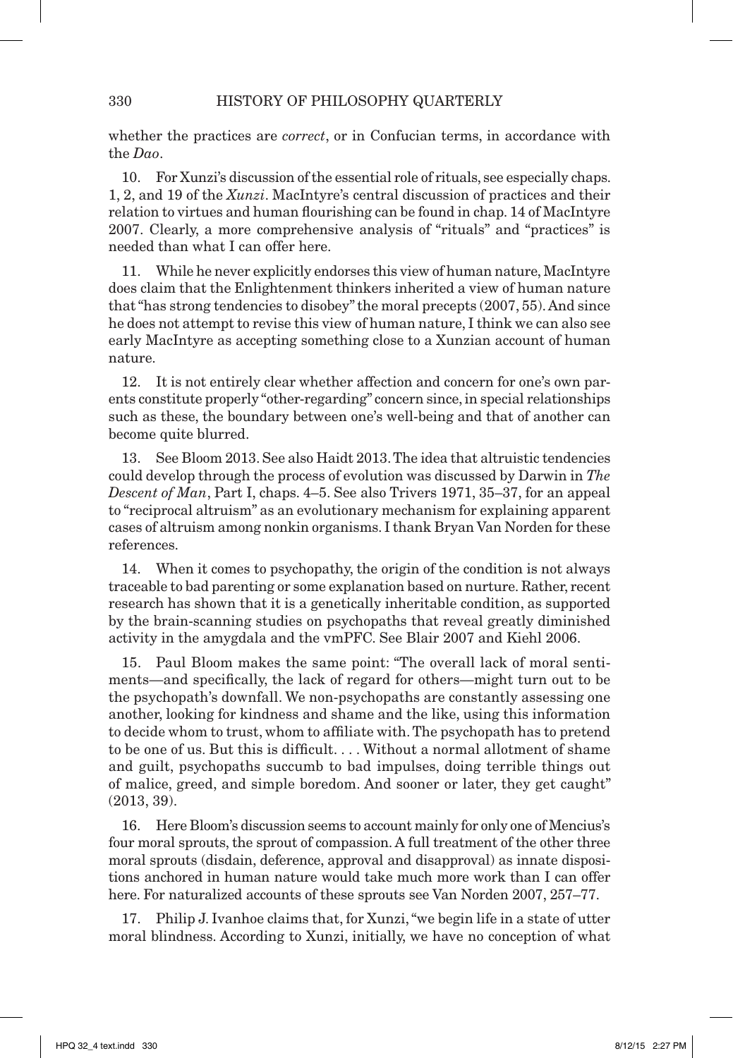whether the practices are *correct*, or in Confucian terms, in accordance with the *Dao*.

10. For Xunzi's discussion of the essential role of rituals, see especially chaps. 1, 2, and 19 of the *Xunzi*. MacIntyre's central discussion of practices and their relation to virtues and human flourishing can be found in chap. 14 of MacIntyre 2007. Clearly, a more comprehensive analysis of "rituals" and "practices" is needed than what I can offer here.

11. While he never explicitly endorses this view of human nature, MacIntyre does claim that the Enlightenment thinkers inherited a view of human nature that "has strong tendencies to disobey" the moral precepts (2007, 55). And since he does not attempt to revise this view of human nature, I think we can also see early MacIntyre as accepting something close to a Xunzian account of human nature.

12. It is not entirely clear whether affection and concern for one's own parents constitute properly "other-regarding" concern since, in special relationships such as these, the boundary between one's well-being and that of another can become quite blurred.

13. See Bloom 2013. See also Haidt 2013. The idea that altruistic tendencies could develop through the process of evolution was discussed by Darwin in *The Descent of Man*, Part I, chaps. 4–5. See also Trivers 1971, 35–37, for an appeal to "reciprocal altruism" as an evolutionary mechanism for explaining apparent cases of altruism among nonkin organisms. I thank Bryan Van Norden for these references.

14. When it comes to psychopathy, the origin of the condition is not always traceable to bad parenting or some explanation based on nurture. Rather, recent research has shown that it is a genetically inheritable condition, as supported by the brain-scanning studies on psychopaths that reveal greatly diminished activity in the amygdala and the vmPFC. See Blair 2007 and Kiehl 2006.

15. Paul Bloom makes the same point: "The overall lack of moral sentiments—and specifically, the lack of regard for others—might turn out to be the psychopath's downfall. We non-psychopaths are constantly assessing one another, looking for kindness and shame and the like, using this information to decide whom to trust, whom to affiliate with. The psychopath has to pretend to be one of us. But this is difficult. . . . Without a normal allotment of shame and guilt, psychopaths succumb to bad impulses, doing terrible things out of malice, greed, and simple boredom. And sooner or later, they get caught" (2013, 39).

16. Here Bloom's discussion seems to account mainly for only one of Mencius's four moral sprouts, the sprout of compassion. A full treatment of the other three moral sprouts (disdain, deference, approval and disapproval) as innate dispositions anchored in human nature would take much more work than I can offer here. For naturalized accounts of these sprouts see Van Norden 2007, 257–77.

17. Philip J. Ivanhoe claims that, for Xunzi, "we begin life in a state of utter moral blindness. According to Xunzi, initially, we have no conception of what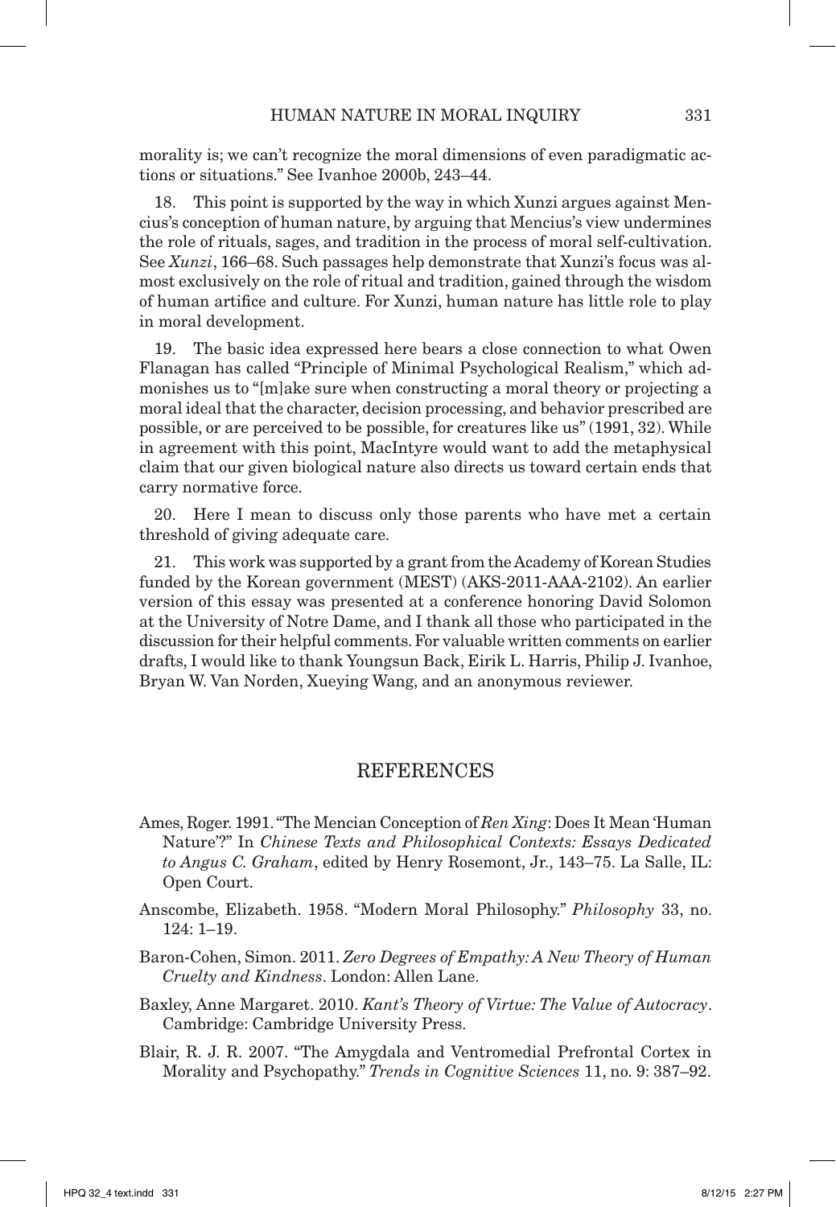morality is; we can't recognize the moral dimensions of even paradigmatic actions or situations." See Ivanhoe 2000b, 243–44.

18. This point is supported by the way in which Xunzi argues against Mencius's conception of human nature, by arguing that Mencius's view undermines the role of rituals, sages, and tradition in the process of moral self-cultivation. See *Xunzi*, 166–68. Such passages help demonstrate that Xunzi's focus was almost exclusively on the role of ritual and tradition, gained through the wisdom of human artifice and culture. For Xunzi, human nature has little role to play in moral development.

19. The basic idea expressed here bears a close connection to what Owen Flanagan has called "Principle of Minimal Psychological Realism," which admonishes us to "[m]ake sure when constructing a moral theory or projecting a moral ideal that the character, decision processing, and behavior prescribed are possible, or are perceived to be possible, for creatures like us" (1991, 32). While in agreement with this point, MacIntyre would want to add the metaphysical claim that our given biological nature also directs us toward certain ends that carry normative force.

20. Here I mean to discuss only those parents who have met a certain threshold of giving adequate care.

21. This work was supported by a grant from the Academy of Korean Studies funded by the Korean government (MEST) (AKS-2011-AAA-2102). An earlier version of this essay was presented at a conference honoring David Solomon at the University of Notre Dame, and I thank all those who participated in the discussion for their helpful comments. For valuable written comments on earlier drafts, I would like to thank Youngsun Back, Eirik L. Harris, Philip J. Ivanhoe, Bryan W. Van Norden, Xueying Wang, and an anonymous reviewer.

## REFERENCES

Ames, Roger. 1991. "The Mencian Conception of *Ren Xing*: Does It Mean 'Human Nature'?" In *Chinese Texts and Philosophical Contexts: Essays Dedicated to Angus C. Graham*, edited by Henry Rosemont, Jr., 143–75. La Salle, IL: Open Court.

Anscombe, Elizabeth. 1958. "Modern Moral Philosophy." *Philosophy* 33, no. 124: 1–19.

Baron-Cohen, Simon. 2011. *Zero Degrees of Empathy: A New Theory of Human Cruelty and Kindness*. London: Allen Lane.

Baxley, Anne Margaret. 2010. *Kant's Theory of Virtue: The Value of Autocracy*. Cambridge: Cambridge University Press.

Blair, R. J. R. 2007. "The Amygdala and Ventromedial Prefrontal Cortex in Morality and Psychopathy." *Trends in Cognitive Sciences* 11, no. 9: 387–92.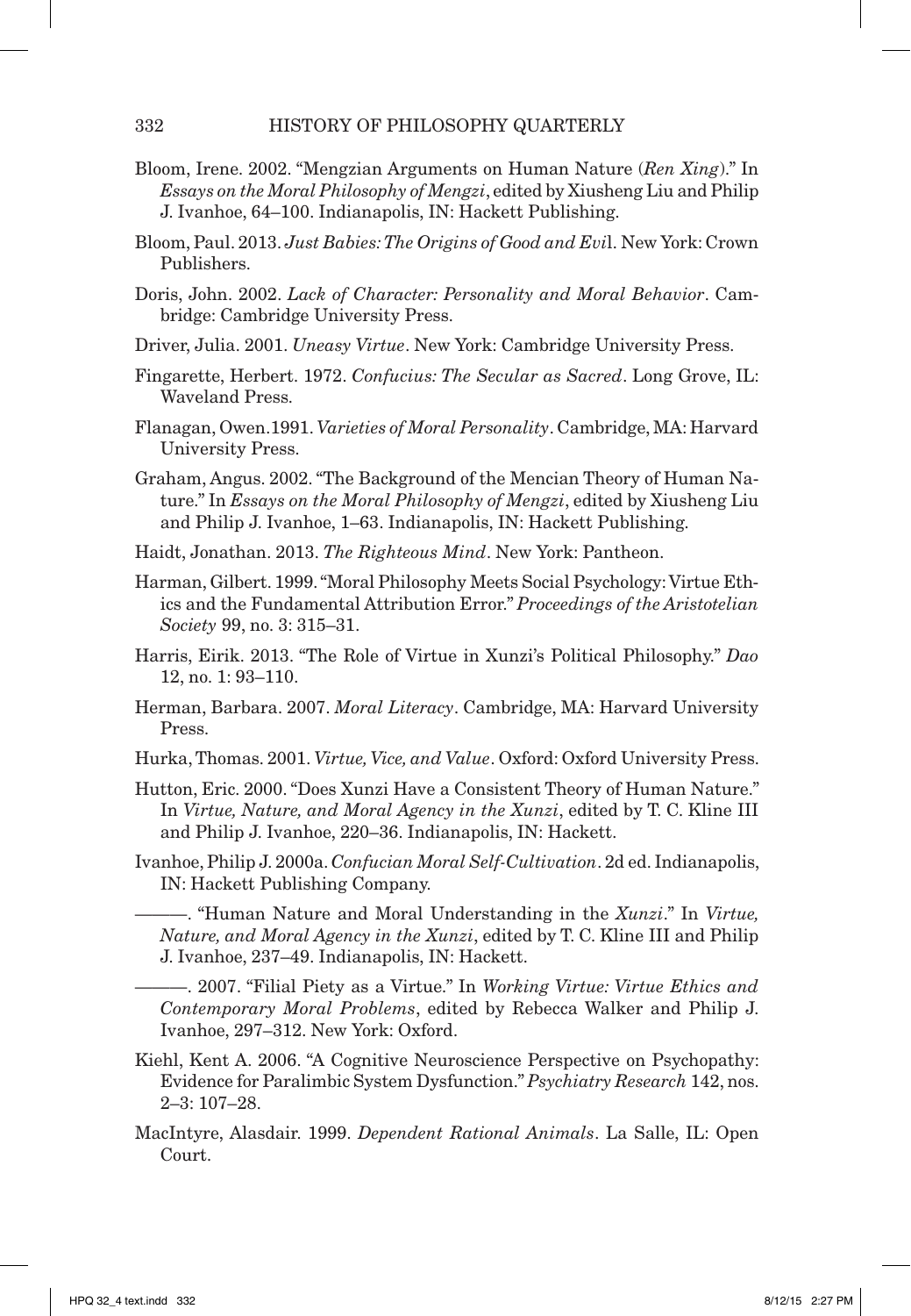Bloom, Irene. 2002. "Mengzian Arguments on Human Nature (*Ren Xing*)." In *Essays on the Moral Philosophy of Mengzi*, edited by Xiusheng Liu and Philip J. Ivanhoe, 64–100. Indianapolis, IN: Hackett Publishing.

Bloom, Paul. 2013. *Just Babies: The Origins of Good and Evil*. New York: Crown Publishers.

Doris, John. 2002. *Lack of Character: Personality and Moral Behavior*. Cambridge: Cambridge University Press.

Driver, Julia. 2001. *Uneasy Virtue*. New York: Cambridge University Press.

Fingarette, Herbert. 1972. *Confucius: The Secular as Sacred*. Long Grove, IL: Waveland Press.

Flanagan, Owen.1991. *Varieties of Moral Personality*. Cambridge, MA: Harvard University Press.

Graham, Angus. 2002. "The Background of the Mencian Theory of Human Nature." In *Essays on the Moral Philosophy of Mengzi*, edited by Xiusheng Liu and Philip J. Ivanhoe, 1–63. Indianapolis, IN: Hackett Publishing.

Haidt, Jonathan. 2013. *The Righteous Mind*. New York: Pantheon.

Harman, Gilbert. 1999. "Moral Philosophy Meets Social Psychology: Virtue Ethics and the Fundamental Attribution Error." *Proceedings of the Aristotelian Society* 99, no. 3: 315–31.

Harris, Eirik. 2013. "The Role of Virtue in Xunzi's Political Philosophy." *Dao* 12, no. 1: 93–110.

Herman, Barbara. 2007. *Moral Literacy*. Cambridge, MA: Harvard University Press.

Hurka, Thomas. 2001. *Virtue, Vice, and Value*. Oxford: Oxford University Press.

Hutton, Eric. 2000. "Does Xunzi Have a Consistent Theory of Human Nature." In *Virtue, Nature, and Moral Agency in the Xunzi*, edited by T. C. Kline III and Philip J. Ivanhoe, 220–36. Indianapolis, IN: Hackett.

Ivanhoe, Philip J. 2000a. *Confucian Moral Self-Cultivation*. 2d ed. Indianapolis, IN: Hackett Publishing Company.

———. "Human Nature and Moral Understanding in the *Xunzi*." In *Virtue, Nature, and Moral Agency in the Xunzi*, edited by T. C. Kline III and Philip J. Ivanhoe, 237–49. Indianapolis, IN: Hackett.

———. 2007. "Filial Piety as a Virtue." In *Working Virtue: Virtue Ethics and Contemporary Moral Problems*, edited by Rebecca Walker and Philip J. Ivanhoe, 297–312. New York: Oxford.

Kiehl, Kent A. 2006. "A Cognitive Neuroscience Perspective on Psychopathy: Evidence for Paralimbic System Dysfunction." *Psychiatry Research* 142, nos. 2–3: 107–28.

MacIntyre, Alasdair. 1999. *Dependent Rational Animals*. La Salle, IL: Open Court.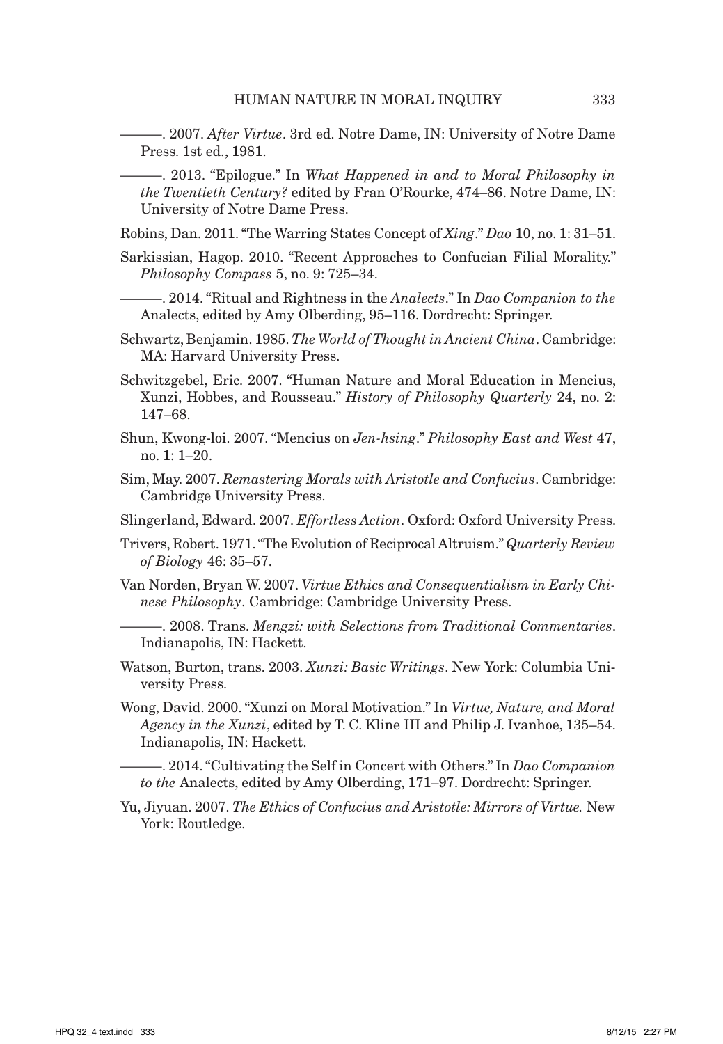———. 2007. *After Virtue*. 3rd ed. Notre Dame, IN: University of Notre Dame Press. 1st ed., 1981.

———. 2013. "Epilogue." In *What Happened in and to Moral Philosophy in the Twentieth Century?* edited by Fran O'Rourke, 474–86. Notre Dame, IN: University of Notre Dame Press.

Robins, Dan. 2011. "The Warring States Concept of *Xing*." *Dao* 10, no. 1: 31–51.

Sarkissian, Hagop. 2010. "Recent Approaches to Confucian Filial Morality." *Philosophy Compass* 5, no. 9: 725–34.

———. 2014. "Ritual and Rightness in the *Analects*." In *Dao Companion to the* Analects, edited by Amy Olberding, 95–116. Dordrecht: Springer.

Schwartz, Benjamin. 1985. *The World of Thought in Ancient China*. Cambridge: MA: Harvard University Press.

Schwitzgebel, Eric. 2007. "Human Nature and Moral Education in Mencius, Xunzi, Hobbes, and Rousseau." *History of Philosophy Quarterly* 24, no. 2: 147–68.

Shun, Kwong-loi. 2007. "Mencius on *Jen-hsing*." *Philosophy East and West* 47, no. 1: 1–20.

Sim, May. 2007. *Remastering Morals with Aristotle and Confucius*. Cambridge: Cambridge University Press.

Slingerland, Edward. 2007. *Effortless Action*. Oxford: Oxford University Press.

Trivers, Robert. 1971. "The Evolution of Reciprocal Altruism." *Quarterly Review of Biology* 46: 35–57.

Van Norden, Bryan W. 2007. *Virtue Ethics and Consequentialism in Early Chinese Philosophy*. Cambridge: Cambridge University Press.

———. 2008. Trans. *Mengzi: with Selections from Traditional Commentaries*. Indianapolis, IN: Hackett.

Watson, Burton, trans. 2003. *Xunzi: Basic Writings*. New York: Columbia University Press.

Wong, David. 2000. "Xunzi on Moral Motivation." In *Virtue, Nature, and Moral Agency in the Xunzi*, edited by T. C. Kline III and Philip J. Ivanhoe, 135–54. Indianapolis, IN: Hackett.

———. 2014. "Cultivating the Self in Concert with Others." In *Dao Companion to the* Analects, edited by Amy Olberding, 171–97. Dordrecht: Springer.

Yu, Jiyuan. 2007. *The Ethics of Confucius and Aristotle: Mirrors of Virtue.* New York: Routledge.